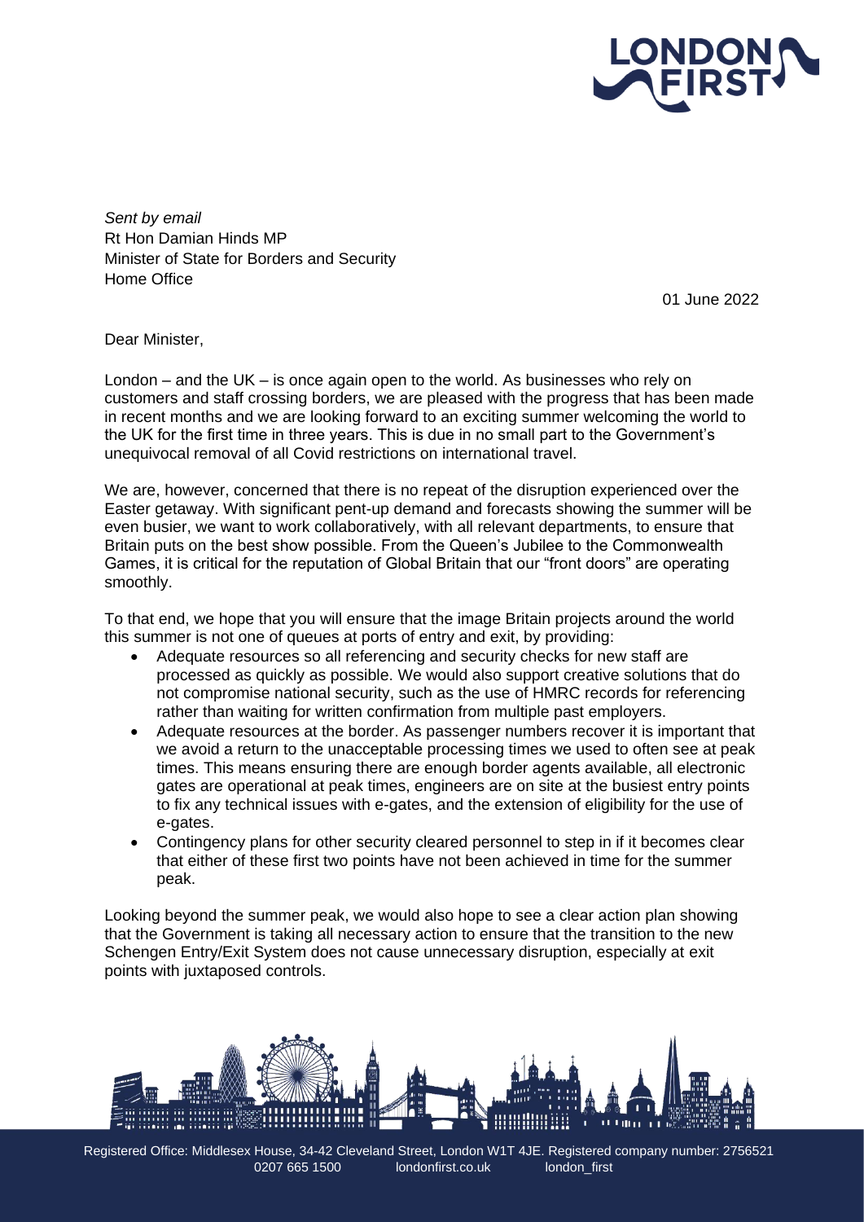*Sent by email*
Rt Hon Damian Hinds MP
Minister of State for Borders and Security
Home Office

01 June 2022

Dear Minister,

London – and the UK – is once again open to the world. As businesses who rely on customers and staff crossing borders, we are pleased with the progress that has been made in recent months and we are looking forward to an exciting summer welcoming the world to the UK for the first time in three years. This is due in no small part to the Government's unequivocal removal of all Covid restrictions on international travel.

We are, however, concerned that there is no repeat of the disruption experienced over the Easter getaway. With significant pent-up demand and forecasts showing the summer will be even busier, we want to work collaboratively, with all relevant departments, to ensure that Britain puts on the best show possible. From the Queen's Jubilee to the Commonwealth Games, it is critical for the reputation of Global Britain that our "front doors" are operating smoothly.

To that end, we hope that you will ensure that the image Britain projects around the world this summer is not one of queues at ports of entry and exit, by providing:

- Adequate resources so all referencing and security checks for new staff are processed as quickly as possible. We would also support creative solutions that do not compromise national security, such as the use of HMRC records for referencing rather than waiting for written confirmation from multiple past employers.
- Adequate resources at the border. As passenger numbers recover it is important that we avoid a return to the unacceptable processing times we used to often see at peak times. This means ensuring there are enough border agents available, all electronic gates are operational at peak times, engineers are on site at the busiest entry points to fix any technical issues with e-gates, and the extension of eligibility for the use of e-gates.
- Contingency plans for other security cleared personnel to step in if it becomes clear that either of these first two points have not been achieved in time for the summer peak.

Looking beyond the summer peak, we would also hope to see a clear action plan showing that the Government is taking all necessary action to ensure that the transition to the new Schengen Entry/Exit System does not cause unnecessary disruption, especially at exit points with juxtaposed controls.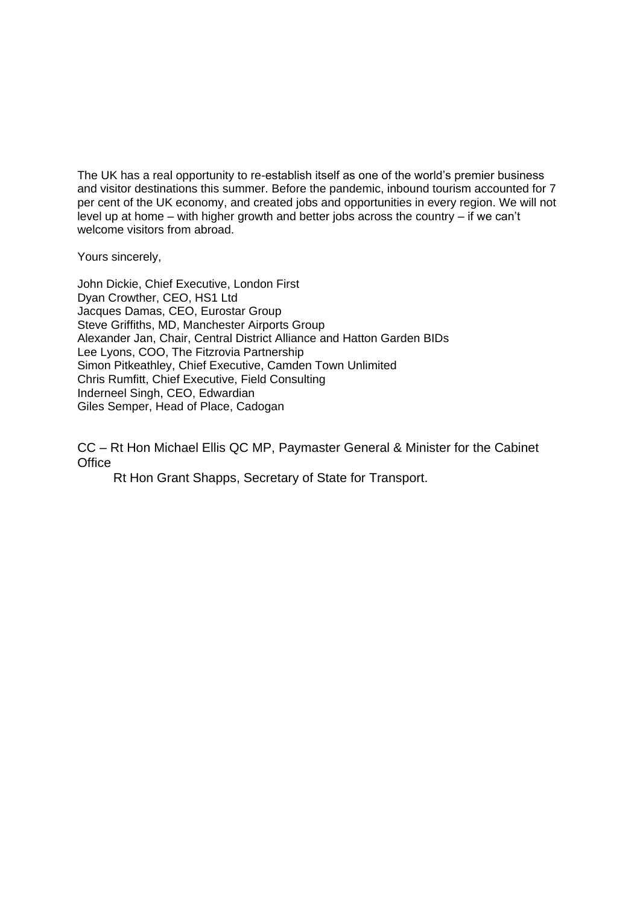The UK has a real opportunity to re-establish itself as one of the world's premier business and visitor destinations this summer. Before the pandemic, inbound tourism accounted for 7 per cent of the UK economy, and created jobs and opportunities in every region. We will not level up at home – with higher growth and better jobs across the country – if we can't welcome visitors from abroad.

Yours sincerely,

John Dickie, Chief Executive, London First
Dyan Crowther, CEO, HS1 Ltd
Jacques Damas, CEO, Eurostar Group
Steve Griffiths, MD, Manchester Airports Group
Alexander Jan, Chair, Central District Alliance and Hatton Garden BIDs
Lee Lyons, COO, The Fitzrovia Partnership
Simon Pitkeathley, Chief Executive, Camden Town Unlimited
Chris Rumfitt, Chief Executive, Field Consulting
Inderneel Singh, CEO, Edwardian
Giles Semper, Head of Place, Cadogan

CC – Rt Hon Michael Ellis QC MP, Paymaster General & Minister for the Cabinet Office
Rt Hon Grant Shapps, Secretary of State for Transport.